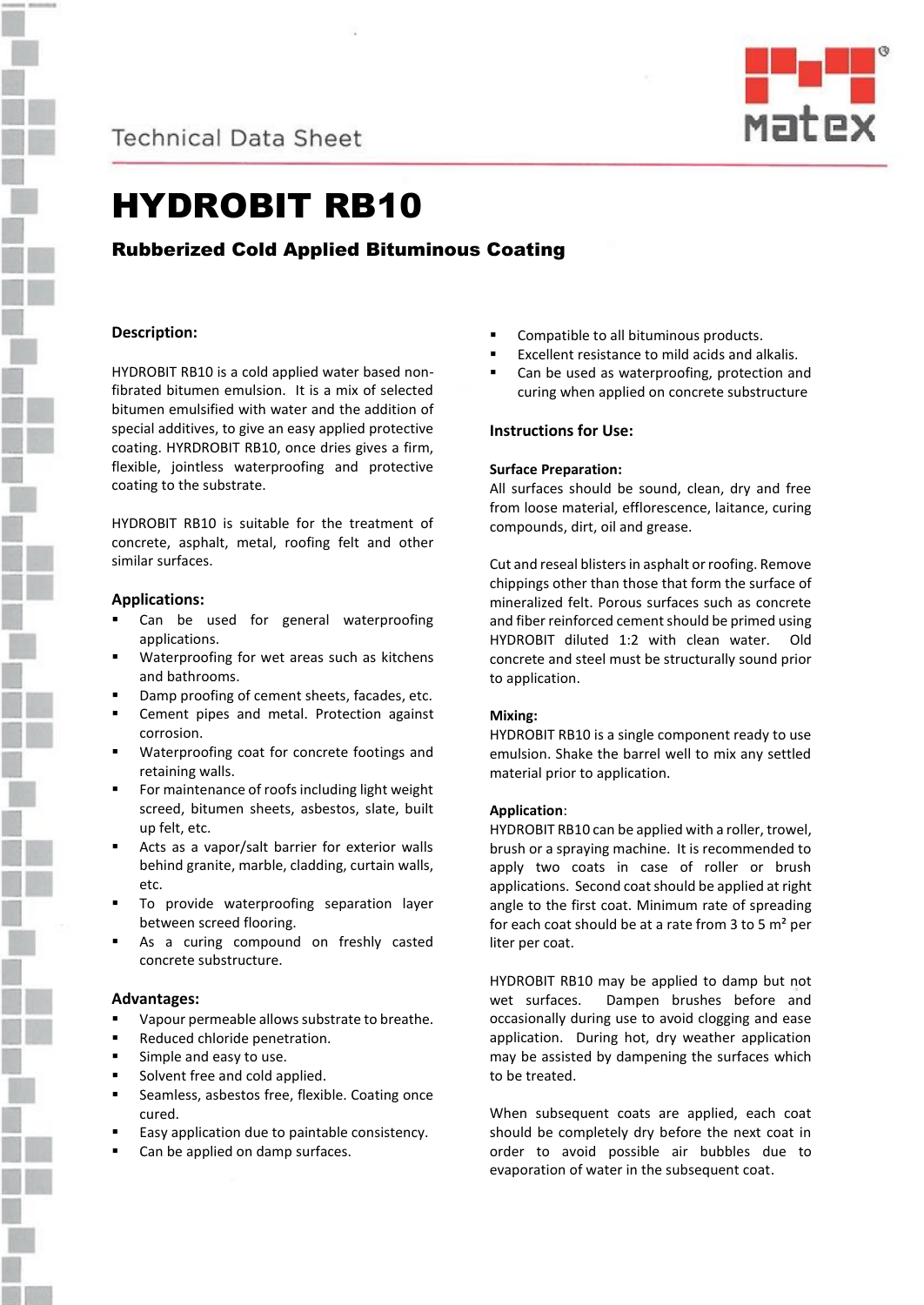Technical Data Sheet

# HYDROBIT RB10

## Rubberized Cold Applied Bituminous Coating

### Description:

HYDROBIT RB10 is a cold applied water based non-fibrated bitumen emulsion. It is a mix of selected bitumen emulsified with water and the addition of special additives, to give an easy applied protective coating. HYRDROBIT RB10, once dries gives a firm, flexible, jointless waterproofing and protective coating to the substrate.

HYDROBIT RB10 is suitable for the treatment of concrete, asphalt, metal, roofing felt and other similar surfaces.

### Applications:

- Can be used for general waterproofing applications.
- Waterproofing for wet areas such as kitchens and bathrooms.
- Damp proofing of cement sheets, facades, etc.
- Cement pipes and metal. Protection against corrosion.
- Waterproofing coat for concrete footings and retaining walls.
- For maintenance of roofs including light weight screed, bitumen sheets, asbestos, slate, built up felt, etc.
- Acts as a vapor/salt barrier for exterior walls behind granite, marble, cladding, curtain walls, etc.
- To provide waterproofing separation layer between screed flooring.
- As a curing compound on freshly casted concrete substructure.

### Advantages:

- Vapour permeable allows substrate to breathe.
- Reduced chloride penetration.
- Simple and easy to use.
- Solvent free and cold applied.
- Seamless, asbestos free, flexible. Coating once cured.
- Easy application due to paintable consistency.
- Can be applied on damp surfaces.
- Compatible to all bituminous products.
- Excellent resistance to mild acids and alkalis.
- Can be used as waterproofing, protection and curing when applied on concrete substructure

### Instructions for Use:

#### Surface Preparation:

All surfaces should be sound, clean, dry and free from loose material, efflorescence, laitance, curing compounds, dirt, oil and grease.

Cut and reseal blisters in asphalt or roofing. Remove chippings other than those that form the surface of mineralized felt. Porous surfaces such as concrete and fiber reinforced cement should be primed using HYDROBIT diluted 1:2 with clean water. Old concrete and steel must be structurally sound prior to application.

#### Mixing:

HYDROBIT RB10 is a single component ready to use emulsion. Shake the barrel well to mix any settled material prior to application.

#### Application:

HYDROBIT RB10 can be applied with a roller, trowel, brush or a spraying machine. It is recommended to apply two coats in case of roller or brush applications. Second coat should be applied at right angle to the first coat. Minimum rate of spreading for each coat should be at a rate from 3 to 5 m² per liter per coat.

HYDROBIT RB10 may be applied to damp but not wet surfaces. Dampen brushes before and occasionally during use to avoid clogging and ease application. During hot, dry weather application may be assisted by dampening the surfaces which to be treated.

When subsequent coats are applied, each coat should be completely dry before the next coat in order to avoid possible air bubbles due to evaporation of water in the subsequent coat.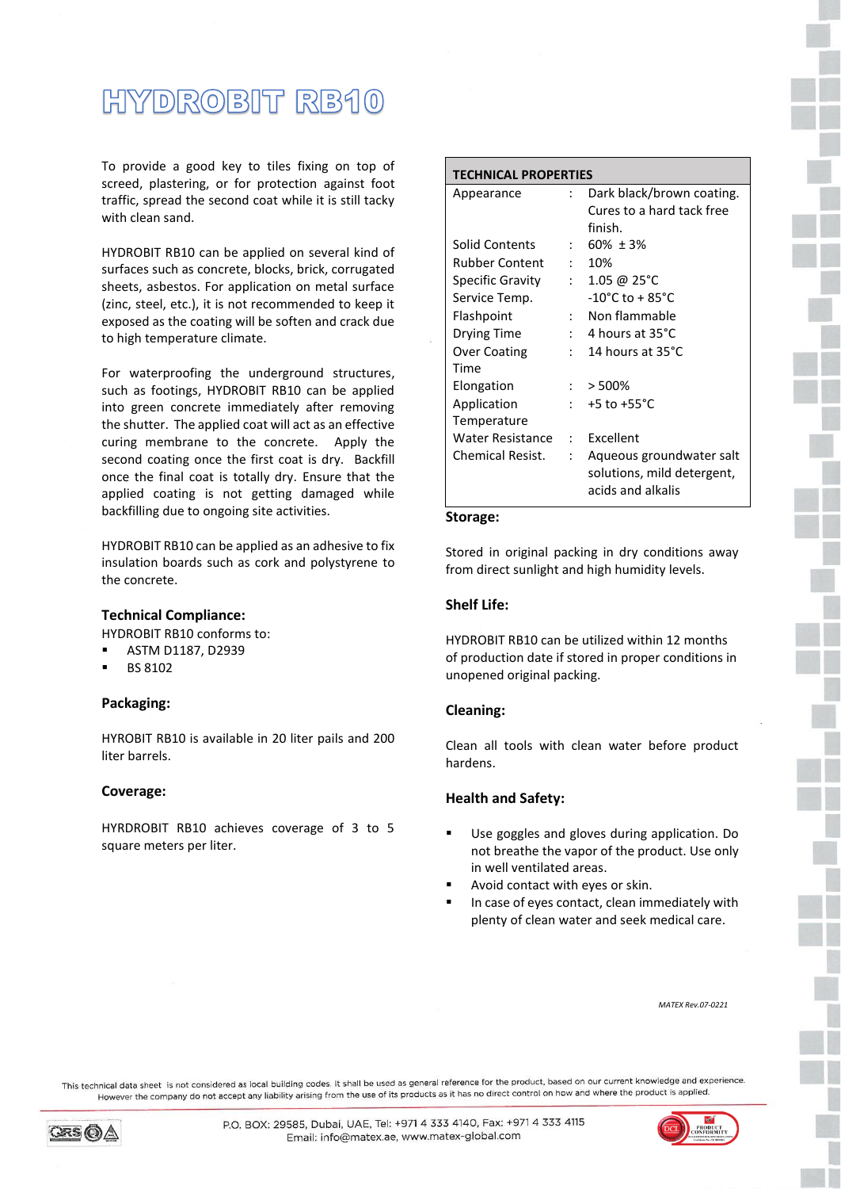# HYDROBIT RB10

To provide a good key to tiles fixing on top of screed, plastering, or for protection against foot traffic, spread the second coat while it is still tacky with clean sand.

HYDROBIT RB10 can be applied on several kind of surfaces such as concrete, blocks, brick, corrugated sheets, asbestos. For application on metal surface (zinc, steel, etc.), it is not recommended to keep it exposed as the coating will be soften and crack due to high temperature climate.

For waterproofing the underground structures, such as footings, HYDROBIT RB10 can be applied into green concrete immediately after removing the shutter. The applied coat will act as an effective curing membrane to the concrete. Apply the second coating once the first coat is dry. Backfill once the final coat is totally dry. Ensure that the applied coating is not getting damaged while backfilling due to ongoing site activities.

HYDROBIT RB10 can be applied as an adhesive to fix insulation boards such as cork and polystyrene to the concrete.

**Technical Compliance:**

HYDROBIT RB10 conforms to:

- ASTM D1187, D2939
- BS 8102

**Packaging:**

HYROBIT RB10 is available in 20 liter pails and 200 liter barrels.

**Coverage:**

HYRDROBIT RB10 achieves coverage of 3 to 5 square meters per liter.

| TECHNICAL PROPERTIES | | |
|---|---|---|
| Appearance | : | Dark black/brown coating. Cures to a hard tack free finish. |
| Solid Contents | : | 60% ± 3% |
| Rubber Content | : | 10% |
| Specific Gravity | : | 1.05 @ 25°C |
| Service Temp. | | -10°C to + 85°C |
| Flashpoint | : | Non flammable |
| Drying Time | : | 4 hours at 35°C |
| Over Coating Time | : | 14 hours at 35°C |
| Elongation | : | > 500% |
| Application Temperature | : | +5 to +55°C |
| Water Resistance | : | Excellent |
| Chemical Resist. | : | Aqueous groundwater salt solutions, mild detergent, acids and alkalis |

**Storage:**

Stored in original packing in dry conditions away from direct sunlight and high humidity levels.

**Shelf Life:**

HYDROBIT RB10 can be utilized within 12 months of production date if stored in proper conditions in unopened original packing.

**Cleaning:**

Clean all tools with clean water before product hardens.

**Health and Safety:**

- Use goggles and gloves during application. Do not breathe the vapor of the product. Use only in well ventilated areas.
- Avoid contact with eyes or skin.
- In case of eyes contact, clean immediately with plenty of clean water and seek medical care.

*MATEX Rev.07-0221*

This technical data sheet is not considered as local building codes. It shall be used as general reference for the product, based on our current knowledge and experience. However the company do not accept any liability arising from the use of its products as it has no direct control on how and where the product is applied.

P.O. BOX: 29585, Dubai, UAE, Tel: +971 4 333 4140, Fax: +971 4 333 4115
Email: info@matex.ae, www.matex-global.com